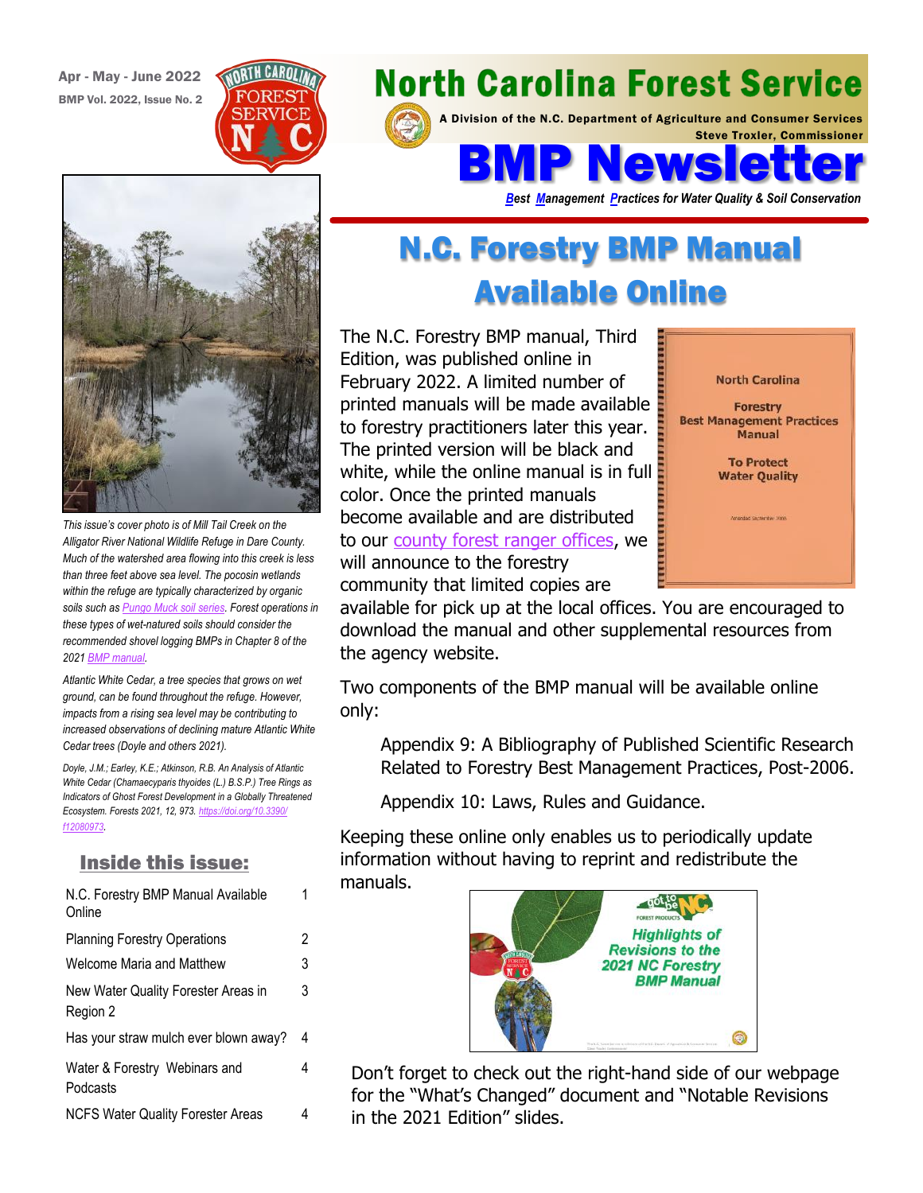Apr - May - June 2022

BMP Vol. 2022, Issue No. 2

# North Carolina Forest Service

A Division of the N.C. Department of Agriculture and Consumer Services

Steve Troxler, Commissioner

# BMP Newsletter

*Best Management Practices for Water Quality & Soil Conservation*

*This issue's cover photo is of Mill Tail Creek on the Alligator River National Wildlife Refuge in Dare County. Much of the watershed area flowing into this creek is less than three feet above sea level. The pocosin wetlands within the refuge are typically characterized by organic soils such as Pungo Muck soil series. Forest operations in these types of wet-natured soils should consider the recommended shovel logging BMPs in Chapter 8 of the 2021 BMP manual.*

*Atlantic White Cedar, a tree species that grows on wet ground, can be found throughout the refuge. However, impacts from a rising sea level may be contributing to increased observations of declining mature Atlantic White Cedar trees (Doyle and others 2021).*

*Doyle, J.M.; Earley, K.E.; Atkinson, R.B. An Analysis of Atlantic White Cedar (Chamaecyparis thyoides (L.) B.S.P.) Tree Rings as Indicators of Ghost Forest Development in a Globally Threatened Ecosystem. Forests 2021, 12, 973. https://doi.org/10.3390/f12080973.*

## Inside this issue:

| | |
|---|---|
| N.C. Forestry BMP Manual Available Online | 1 |
| Planning Forestry Operations | 2 |
| Welcome Maria and Matthew | 3 |
| New Water Quality Forester Areas in Region 2 | 3 |
| Has your straw mulch ever blown away? | 4 |
| Water & Forestry Webinars and Podcasts | 4 |
| NCFS Water Quality Forester Areas | 4 |

## N.C. Forestry BMP Manual Available Online

The N.C. Forestry BMP manual, Third Edition, was published online in February 2022. A limited number of printed manuals will be made available to forestry practitioners later this year. The printed version will be black and white, while the online manual is in full color. Once the printed manuals become available and are distributed to our county forest ranger offices, we will announce to the forestry community that limited copies are available for pick up at the local offices. You are encouraged to download the manual and other supplemental resources from the agency website.

Two components of the BMP manual will be available online only:

Appendix 9: A Bibliography of Published Scientific Research Related to Forestry Best Management Practices, Post-2006.

Appendix 10: Laws, Rules and Guidance.

Keeping these online only enables us to periodically update information without having to reprint and redistribute the manuals.

Don't forget to check out the right-hand side of our webpage for the "What's Changed" document and "Notable Revisions in the 2021 Edition" slides.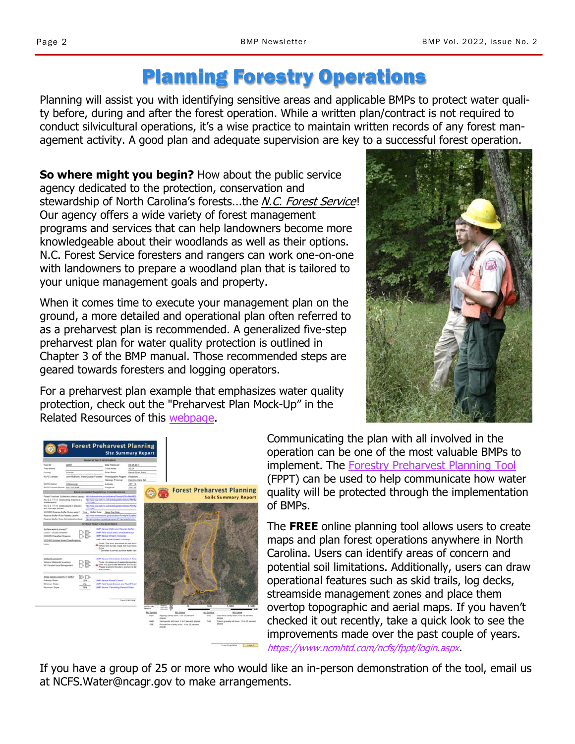# Planning Forestry Operations

Planning will assist you with identifying sensitive areas and applicable BMPs to protect water quality before, during and after the forest operation. While a written plan/contract is not required to conduct silvicultural operations, it's a wise practice to maintain written records of any forest management activity. A good plan and adequate supervision are key to a successful forest operation.

**So where might you begin?** How about the public service agency dedicated to the protection, conservation and stewardship of North Carolina's forests...the *N.C. Forest Service*! Our agency offers a wide variety of forest management programs and services that can help landowners become more knowledgeable about their woodlands as well as their options. N.C. Forest Service foresters and rangers can work one-on-one with landowners to prepare a woodland plan that is tailored to your unique management goals and property.

When it comes time to execute your management plan on the ground, a more detailed and operational plan often referred to as a preharvest plan is recommended. A generalized five-step preharvest plan for water quality protection is outlined in Chapter 3 of the BMP manual. Those recommended steps are geared towards foresters and logging operators.

For a preharvest plan example that emphasizes water quality protection, check out the "Preharvest Plan Mock-Up" in the Related Resources of this webpage.

Communicating the plan with all involved in the operation can be one of the most valuable BMPs to implement. The Forestry Preharvest Planning Tool (FPPT) can be used to help communicate how water quality will be protected through the implementation of BMPs.

The **FREE** online planning tool allows users to create maps and plan forest operations anywhere in North Carolina. Users can identify areas of concern and potential soil limitations. Additionally, users can draw operational features such as skid trails, log decks, streamside management zones and place them overtop topographic and aerial maps. If you haven't checked it out recently, take a quick look to see the improvements made over the past couple of years. *https://www.ncmhtd.com/ncfs/fppt/login.aspx*.

If you have a group of 25 or more who would like an in-person demonstration of the tool, email us at NCFS.Water@ncagr.gov to make arrangements.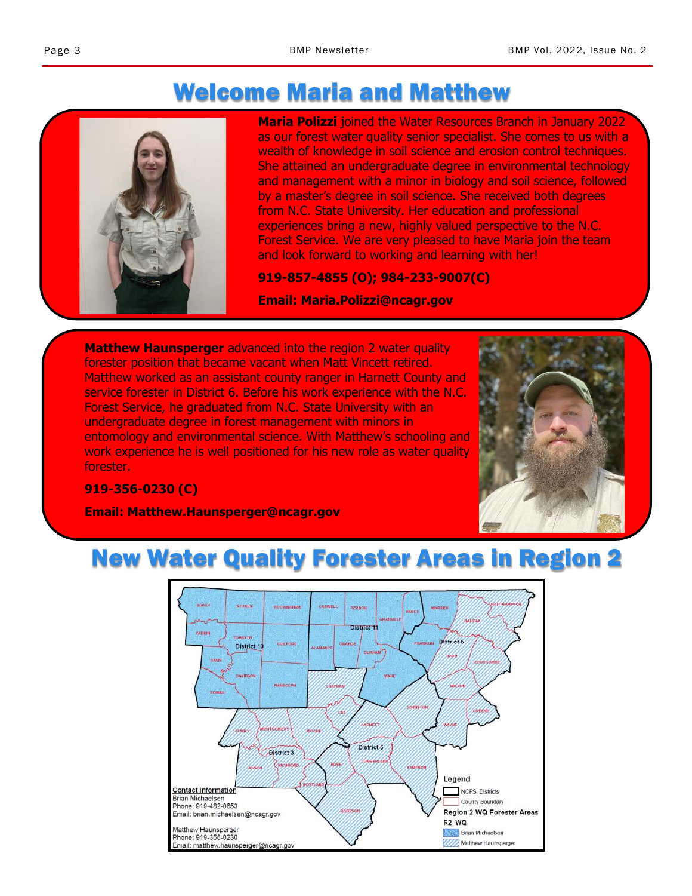# Welcome Maria and Matthew

**Maria Polizzi** joined the Water Resources Branch in January 2022 as our forest water quality senior specialist. She comes to us with a wealth of knowledge in soil science and erosion control techniques. She attained an undergraduate degree in environmental technology and management with a minor in biology and soil science, followed by a master's degree in soil science. She received both degrees from N.C. State University. Her education and professional experiences bring a new, highly valued perspective to the N.C. Forest Service. We are very pleased to have Maria join the team and look forward to working and learning with her!

**919-857-4855 (O); 984-233-9007(C)**

**Email: Maria.Polizzi@ncagr.gov**

**Matthew Haunsperger** advanced into the region 2 water quality forester position that became vacant when Matt Vincett retired. Matthew worked as an assistant county ranger in Harnett County and service forester in District 6. Before his work experience with the N.C. Forest Service, he graduated from N.C. State University with an undergraduate degree in forest management with minors in entomology and environmental science. With Matthew's schooling and work experience he is well positioned for his new role as water quality forester.

**919-356-0230 (C)**

**Email: Matthew.Haunsperger@ncagr.gov**

# New Water Quality Forester Areas in Region 2

Contact Information
Brian Michaelsen
Phone: 919-482-0653
Email: brian.michaelsen@ncagr.gov

Matthew Haunsperger
Phone: 919-356-0230
Email: matthew.haunsperger@ncagr.gov

Legend
- NCFS_Districts
- County Boundary

Region 2 WQ Forester Areas
R2_WQ
- Brian Michaelsen
- Matthew Haunsperger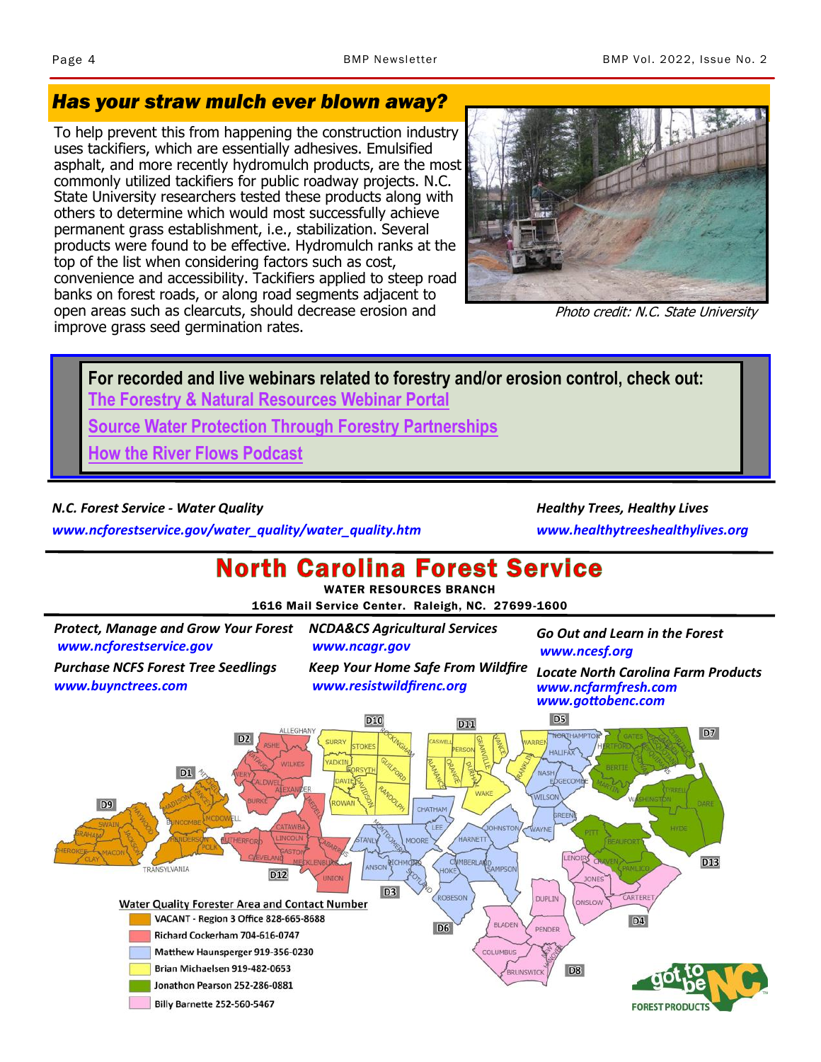## Has your straw mulch ever blown away?

To help prevent this from happening the construction industry uses tackifiers, which are essentially adhesives. Emulsified asphalt, and more recently hydromulch products, are the most commonly utilized tackifiers for public roadway projects. N.C. State University researchers tested these products along with others to determine which would most successfully achieve permanent grass establishment, i.e., stabilization. Several products were found to be effective. Hydromulch ranks at the top of the list when considering factors such as cost, convenience and accessibility. Tackifiers applied to steep road banks on forest roads, or along road segments adjacent to open areas such as clearcuts, should decrease erosion and improve grass seed germination rates.

*Photo credit: N.C. State University*

**For recorded and live webinars related to forestry and/or erosion control, check out:**

The Forestry & Natural Resources Webinar Portal

Source Water Protection Through Forestry Partnerships

How the River Flows Podcast

***N.C. Forest Service - Water Quality***
***www.ncforestservice.gov/water_quality/water_quality.htm***

***Healthy Trees, Healthy Lives***
***www.healthytreeshealthylives.org***

# North Carolina Forest Service

**WATER RESOURCES BRANCH**

**1616 Mail Service Center. Raleigh, NC. 27699-1600**

***Protect, Manage and Grow Your Forest***
***www.ncforestservice.gov***

***Purchase NCFS Forest Tree Seedlings***
***www.buynctrees.com***

***NCDA&CS Agricultural Services***
***www.ncagr.gov***

***Keep Your Home Safe From Wildfire***
***www.resistwildfirenc.org***

***Go Out and Learn in the Forest***
***www.ncesf.org***

***Locate North Carolina Farm Products***
***www.ncfarmfresh.com***
***www.gottobenc.com***

Water Quality Forester Area and Contact Number

- VACANT - Region 3 Office 828-665-8688
- Richard Cockerham 704-616-0747
- Matthew Haunsperger 919-356-0230
- Brian Michaelsen 919-482-0653
- Jonathon Pearson 252-286-0881
- Billy Barnette 252-560-5467

got to be NC FOREST PRODUCTS